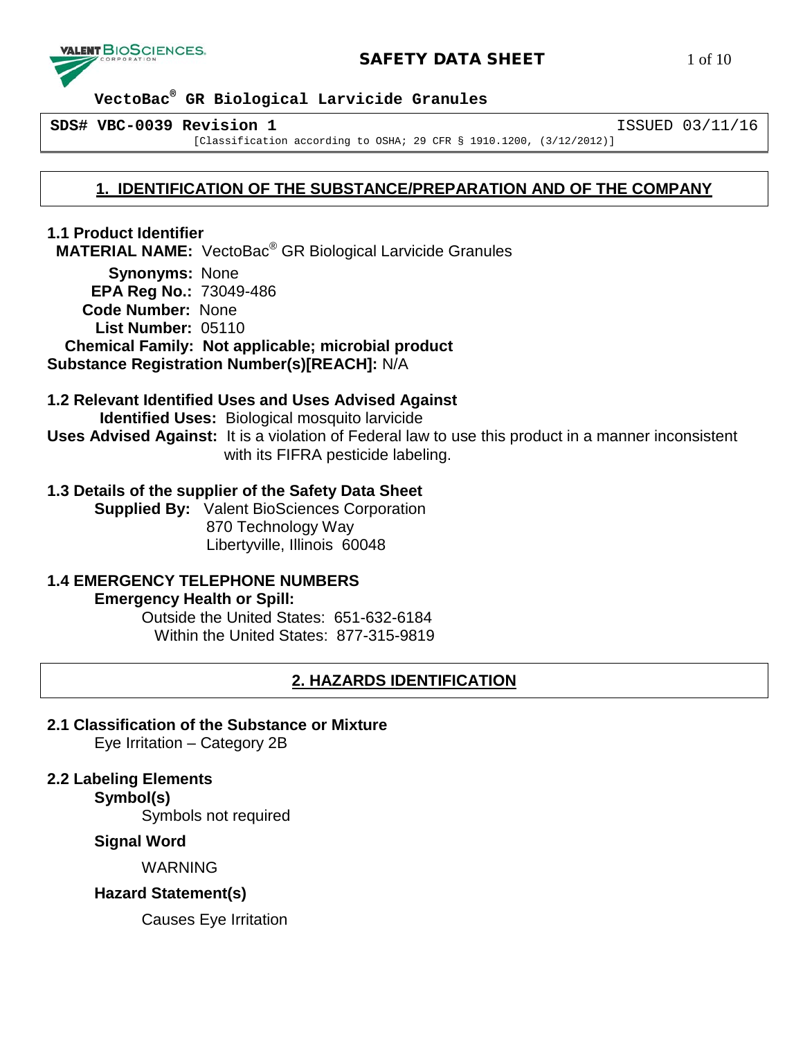# VectoBac® GR Biological Larvicide Granules

**SDS# VBC-0039 Revision 1** ISSUED 03/11/16

[Classification according to OSHA; 29 CFR § 1910.1200, (3/12/2012)]

## 1. IDENTIFICATION OF THE SUBSTANCE/PREPARATION AND OF THE COMPANY

### 1.1 Product Identifier

**MATERIAL NAME:** VectoBac® GR Biological Larvicide Granules

**Synonyms:** None

**EPA Reg No.:** 73049-486

**Code Number:** None

**List Number:** 05110

**Chemical Family: Not applicable; microbial product**

**Substance Registration Number(s)[REACH]:** N/A

### 1.2 Relevant Identified Uses and Uses Advised Against

**Identified Uses:** Biological mosquito larvicide

**Uses Advised Against:** It is a violation of Federal law to use this product in a manner inconsistent with its FIFRA pesticide labeling.

### 1.3 Details of the supplier of the Safety Data Sheet

**Supplied By:** Valent BioSciences Corporation
870 Technology Way
Libertyville, Illinois 60048

### 1.4 EMERGENCY TELEPHONE NUMBERS

**Emergency Health or Spill:**

Outside the United States: 651-632-6184
Within the United States: 877-315-9819

## 2. HAZARDS IDENTIFICATION

### 2.1 Classification of the Substance or Mixture

Eye Irritation – Category 2B

### 2.2 Labeling Elements

**Symbol(s)**

Symbols not required

**Signal Word**

WARNING

**Hazard Statement(s)**

Causes Eye Irritation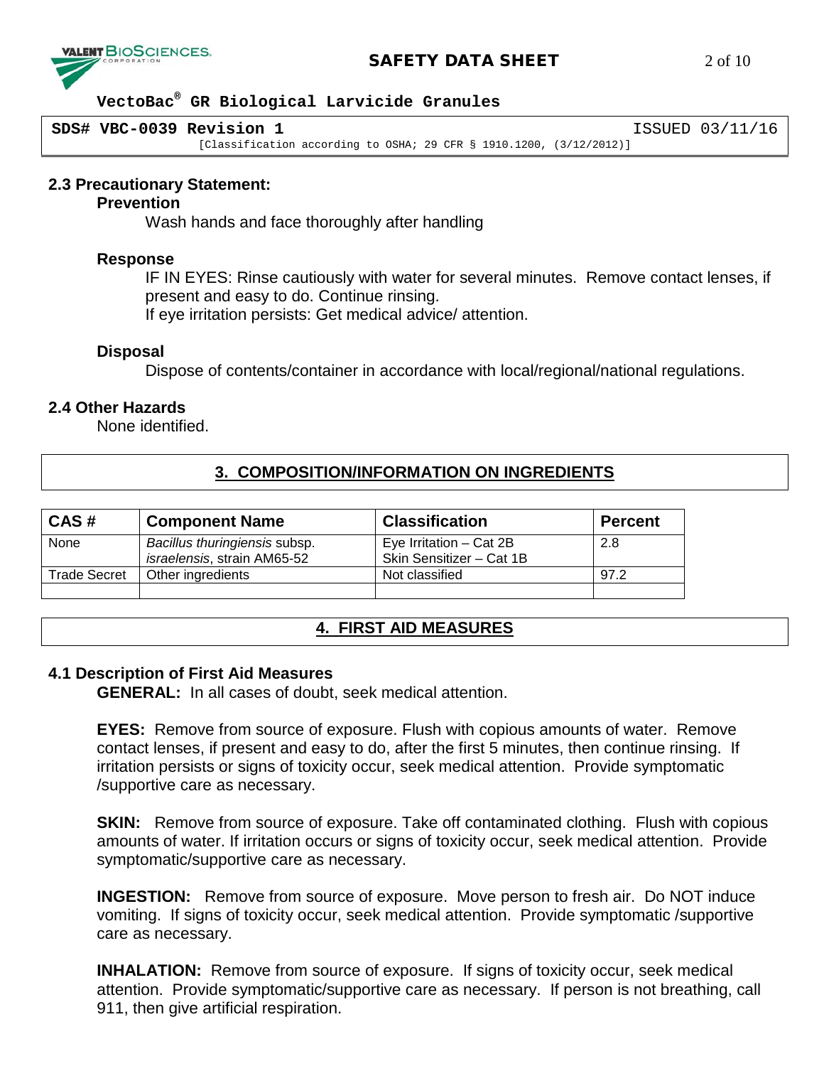### 2.3 Precautionary Statement:

**Prevention**

Wash hands and face thoroughly after handling

**Response**

IF IN EYES: Rinse cautiously with water for several minutes. Remove contact lenses, if present and easy to do. Continue rinsing.
If eye irritation persists: Get medical advice/ attention.

**Disposal**

Dispose of contents/container in accordance with local/regional/national regulations.

### 2.4 Other Hazards

None identified.

## 3. COMPOSITION/INFORMATION ON INGREDIENTS

| CAS # | Component Name | Classification | Percent |
|---|---|---|---|
| None | *Bacillus thuringiensis* subsp. *israelensis*, strain AM65-52 | Eye Irritation – Cat 2B<br>Skin Sensitizer – Cat 1B | 2.8 |
| Trade Secret | Other ingredients | Not classified | 97.2 |
| | | | |

## 4. FIRST AID MEASURES

### 4.1 Description of First Aid Measures

**GENERAL:** In all cases of doubt, seek medical attention.

**EYES:** Remove from source of exposure. Flush with copious amounts of water. Remove contact lenses, if present and easy to do, after the first 5 minutes, then continue rinsing. If irritation persists or signs of toxicity occur, seek medical attention. Provide symptomatic /supportive care as necessary.

**SKIN:** Remove from source of exposure. Take off contaminated clothing. Flush with copious amounts of water. If irritation occurs or signs of toxicity occur, seek medical attention. Provide symptomatic/supportive care as necessary.

**INGESTION:** Remove from source of exposure. Move person to fresh air. Do NOT induce vomiting. If signs of toxicity occur, seek medical attention. Provide symptomatic /supportive care as necessary.

**INHALATION:** Remove from source of exposure. If signs of toxicity occur, seek medical attention. Provide symptomatic/supportive care as necessary. If person is not breathing, call 911, then give artificial respiration.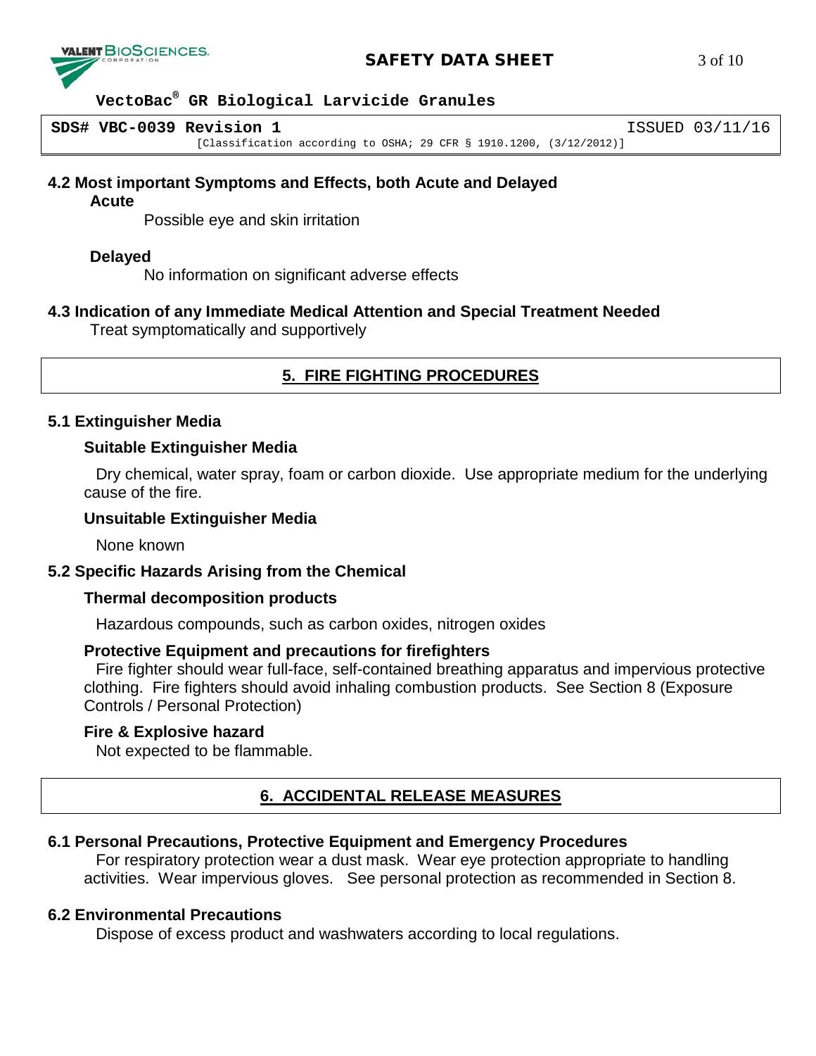### 4.2 Most important Symptoms and Effects, both Acute and Delayed

**Acute**

Possible eye and skin irritation

**Delayed**

No information on significant adverse effects

### 4.3 Indication of any Immediate Medical Attention and Special Treatment Needed

Treat symptomatically and supportively

## 5. FIRE FIGHTING PROCEDURES

### 5.1 Extinguisher Media

**Suitable Extinguisher Media**

Dry chemical, water spray, foam or carbon dioxide. Use appropriate medium for the underlying cause of the fire.

**Unsuitable Extinguisher Media**

None known

### 5.2 Specific Hazards Arising from the Chemical

**Thermal decomposition products**

Hazardous compounds, such as carbon oxides, nitrogen oxides

**Protective Equipment and precautions for firefighters**

Fire fighter should wear full-face, self-contained breathing apparatus and impervious protective clothing. Fire fighters should avoid inhaling combustion products. See Section 8 (Exposure Controls / Personal Protection)

**Fire & Explosive hazard**

Not expected to be flammable.

## 6. ACCIDENTAL RELEASE MEASURES

### 6.1 Personal Precautions, Protective Equipment and Emergency Procedures

For respiratory protection wear a dust mask. Wear eye protection appropriate to handling activities. Wear impervious gloves. See personal protection as recommended in Section 8.

### 6.2 Environmental Precautions

Dispose of excess product and washwaters according to local regulations.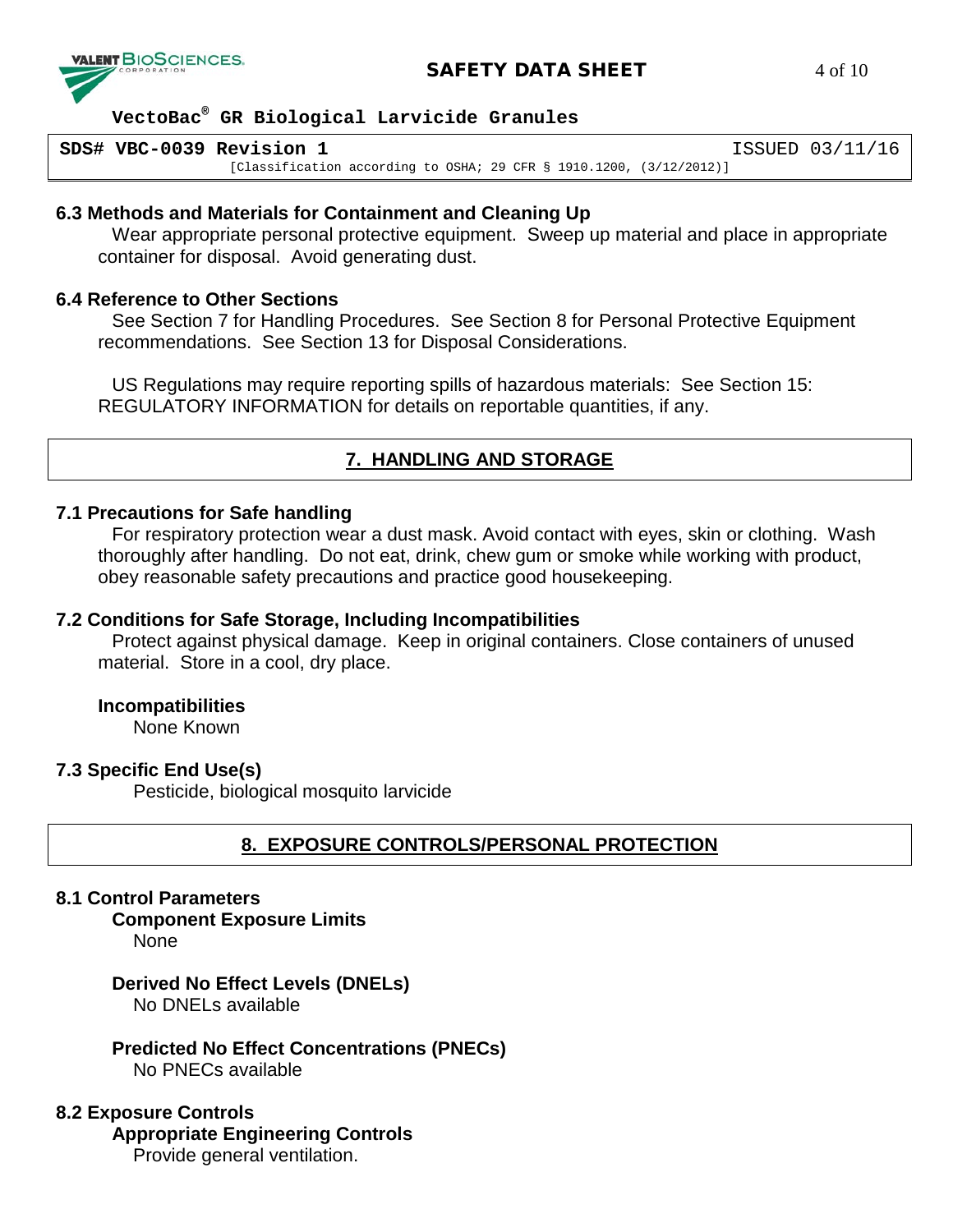### 6.3 Methods and Materials for Containment and Cleaning Up

Wear appropriate personal protective equipment. Sweep up material and place in appropriate container for disposal. Avoid generating dust.

### 6.4 Reference to Other Sections

See Section 7 for Handling Procedures. See Section 8 for Personal Protective Equipment recommendations. See Section 13 for Disposal Considerations.

US Regulations may require reporting spills of hazardous materials: See Section 15: REGULATORY INFORMATION for details on reportable quantities, if any.

## 7. HANDLING AND STORAGE

### 7.1 Precautions for Safe handling

For respiratory protection wear a dust mask. Avoid contact with eyes, skin or clothing. Wash thoroughly after handling. Do not eat, drink, chew gum or smoke while working with product, obey reasonable safety precautions and practice good housekeeping.

### 7.2 Conditions for Safe Storage, Including Incompatibilities

Protect against physical damage. Keep in original containers. Close containers of unused material. Store in a cool, dry place.

**Incompatibilities**

None Known

### 7.3 Specific End Use(s)

Pesticide, biological mosquito larvicide

## 8. EXPOSURE CONTROLS/PERSONAL PROTECTION

### 8.1 Control Parameters

**Component Exposure Limits**

None

**Derived No Effect Levels (DNELs)**

No DNELs available

**Predicted No Effect Concentrations (PNECs)**

No PNECs available

### 8.2 Exposure Controls

**Appropriate Engineering Controls**

Provide general ventilation.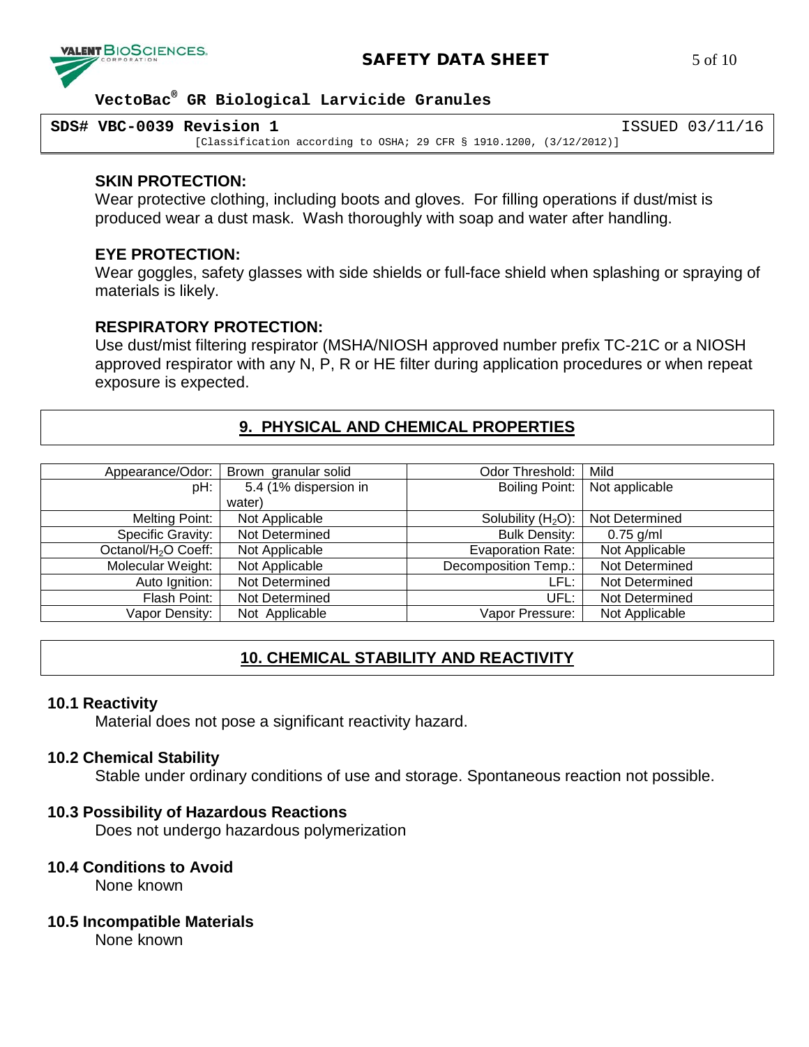### SKIN PROTECTION:

Wear protective clothing, including boots and gloves. For filling operations if dust/mist is produced wear a dust mask. Wash thoroughly with soap and water after handling.

### EYE PROTECTION:

Wear goggles, safety glasses with side shields or full-face shield when splashing or spraying of materials is likely.

### RESPIRATORY PROTECTION:

Use dust/mist filtering respirator (MSHA/NIOSH approved number prefix TC-21C or a NIOSH approved respirator with any N, P, R or HE filter during application procedures or when repeat exposure is expected.

## 9. PHYSICAL AND CHEMICAL PROPERTIES

| Appearance/Odor: | Brown granular solid | Odor Threshold: | Mild |
|---|---|---|---|
| pH: | 5.4 (1% dispersion in water) | Boiling Point: | Not applicable |
| Melting Point: | Not Applicable | Solubility ($H_2O$): | Not Determined |
| Specific Gravity: | Not Determined | Bulk Density: | 0.75 g/ml |
| Octanol/$H_2O$ Coeff: | Not Applicable | Evaporation Rate: | Not Applicable |
| Molecular Weight: | Not Applicable | Decomposition Temp.: | Not Determined |
| Auto Ignition: | Not Determined | LFL: | Not Determined |
| Flash Point: | Not Determined | UFL: | Not Determined |
| Vapor Density: | Not Applicable | Vapor Pressure: | Not Applicable |

## 10. CHEMICAL STABILITY AND REACTIVITY

### 10.1 Reactivity

Material does not pose a significant reactivity hazard.

### 10.2 Chemical Stability

Stable under ordinary conditions of use and storage. Spontaneous reaction not possible.

### 10.3 Possibility of Hazardous Reactions

Does not undergo hazardous polymerization

### 10.4 Conditions to Avoid

None known

### 10.5 Incompatible Materials

None known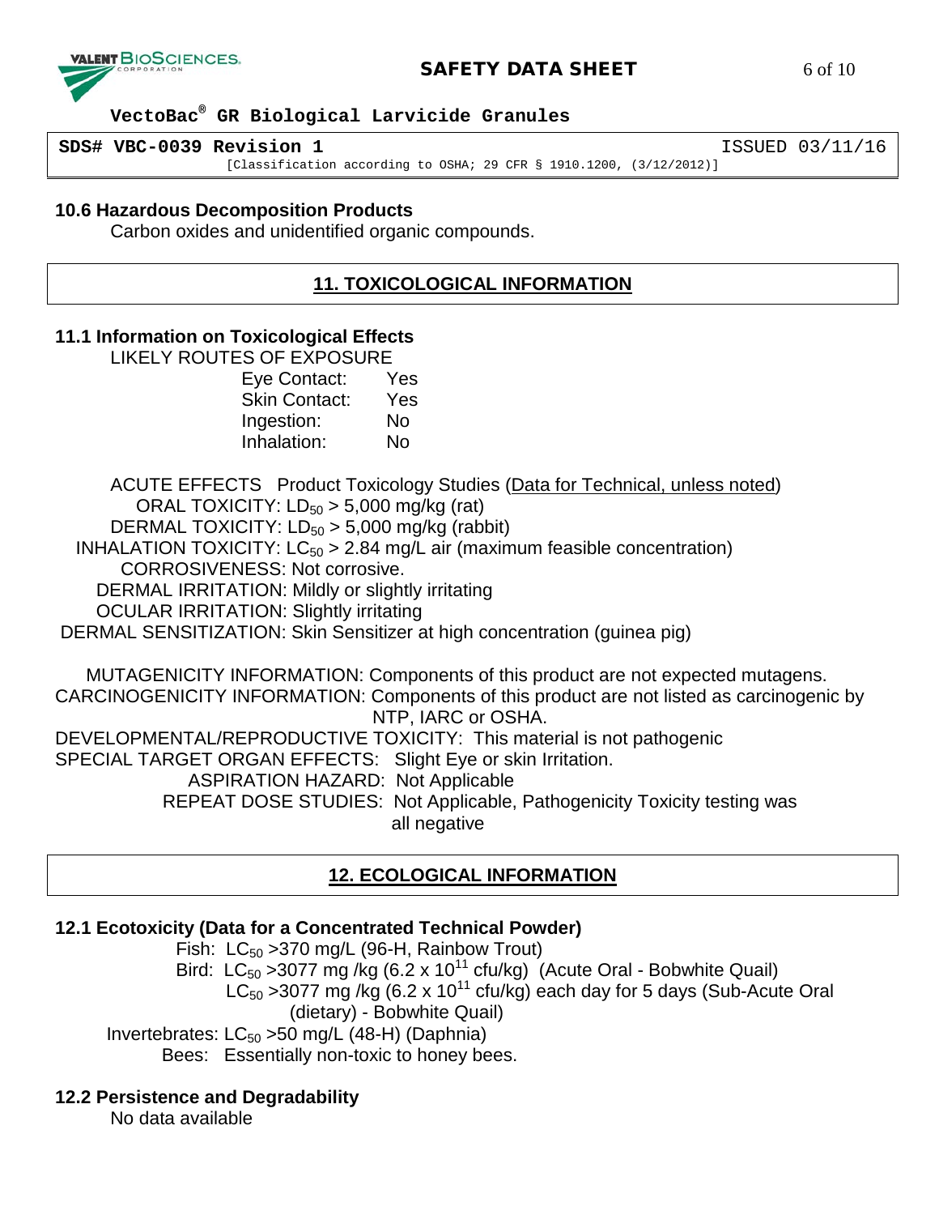### 10.6 Hazardous Decomposition Products

Carbon oxides and unidentified organic compounds.

## 11. TOXICOLOGICAL INFORMATION

### 11.1 Information on Toxicological Effects

LIKELY ROUTES OF EXPOSURE

| | |
|---|---|
| Eye Contact: | Yes |
| Skin Contact: | Yes |
| Ingestion: | No |
| Inhalation: | No |

ACUTE EFFECTS Product Toxicology Studies (Data for Technical, unless noted)

ORAL TOXICITY: $LD_{50}$ > 5,000 mg/kg (rat)

DERMAL TOXICITY: $LD_{50}$ > 5,000 mg/kg (rabbit)

INHALATION TOXICITY: $LC_{50}$ > 2.84 mg/L air (maximum feasible concentration)

CORROSIVENESS: Not corrosive.

DERMAL IRRITATION: Mildly or slightly irritating

OCULAR IRRITATION: Slightly irritating

DERMAL SENSITIZATION: Skin Sensitizer at high concentration (guinea pig)

MUTAGENICITY INFORMATION: Components of this product are not expected mutagens.

CARCINOGENICITY INFORMATION: Components of this product are not listed as carcinogenic by NTP, IARC or OSHA.

DEVELOPMENTAL/REPRODUCTIVE TOXICITY: This material is not pathogenic

SPECIAL TARGET ORGAN EFFECTS: Slight Eye or skin Irritation.

ASPIRATION HAZARD: Not Applicable

REPEAT DOSE STUDIES: Not Applicable, Pathogenicity Toxicity testing was all negative

## 12. ECOLOGICAL INFORMATION

### 12.1 Ecotoxicity (Data for a Concentrated Technical Powder)

Fish: $LC_{50}$ >370 mg/L (96-H, Rainbow Trout)

Bird: $LC_{50}$ >3077 mg /kg ($6.2 \times 10^{11}$ cfu/kg) (Acute Oral - Bobwhite Quail)

$LC_{50}$ >3077 mg /kg ($6.2 \times 10^{11}$ cfu/kg) each day for 5 days (Sub-Acute Oral (dietary) - Bobwhite Quail)

Invertebrates: $LC_{50}$ >50 mg/L (48-H) (Daphnia)

Bees: Essentially non-toxic to honey bees.

### 12.2 Persistence and Degradability

No data available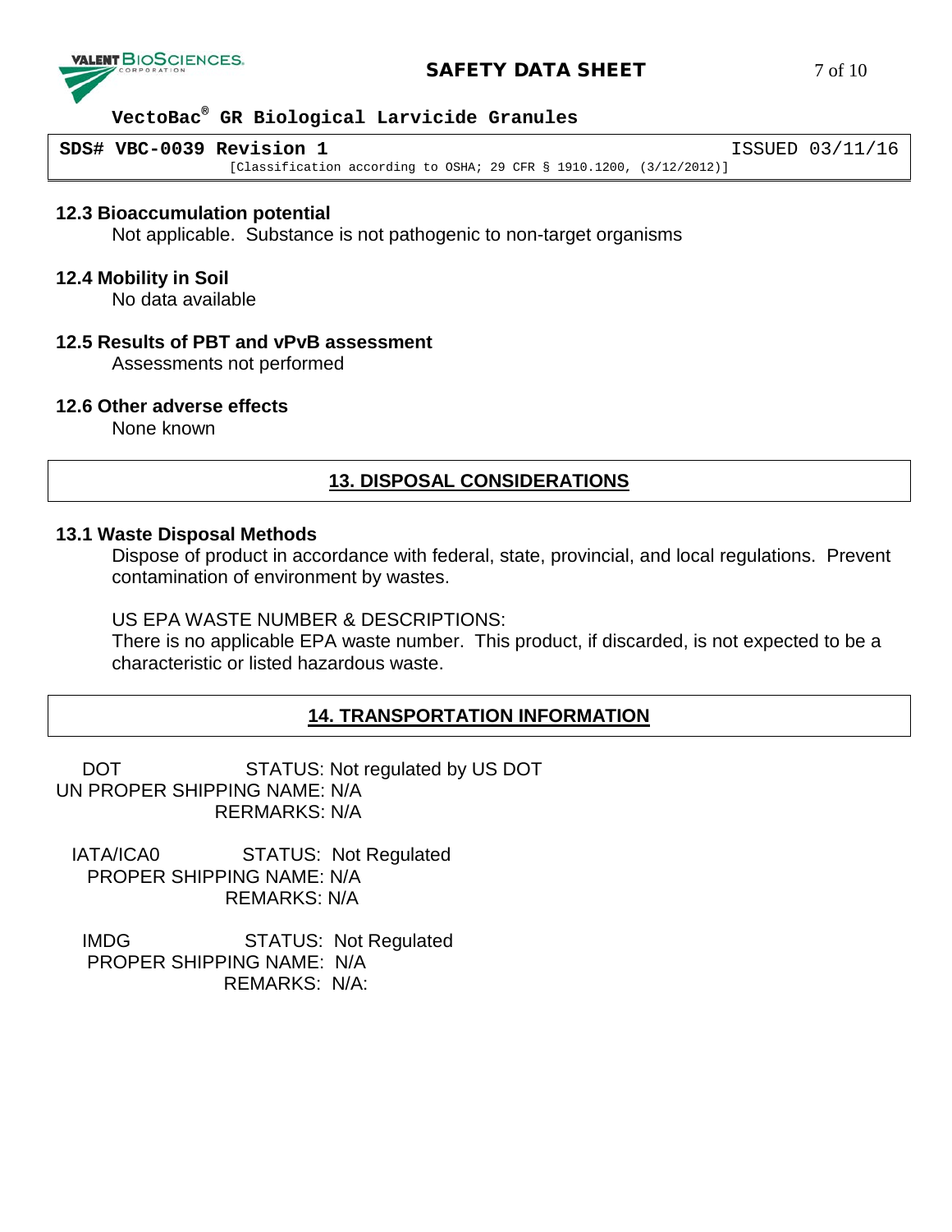### 12.3 Bioaccumulation potential

Not applicable. Substance is not pathogenic to non-target organisms

### 12.4 Mobility in Soil

No data available

### 12.5 Results of PBT and vPvB assessment

Assessments not performed

### 12.6 Other adverse effects

None known

## 13. DISPOSAL CONSIDERATIONS

### 13.1 Waste Disposal Methods

Dispose of product in accordance with federal, state, provincial, and local regulations. Prevent contamination of environment by wastes.

US EPA WASTE NUMBER & DESCRIPTIONS:
There is no applicable EPA waste number. This product, if discarded, is not expected to be a characteristic or listed hazardous waste.

## 14. TRANSPORTATION INFORMATION

DOT STATUS: Not regulated by US DOT
UN PROPER SHIPPING NAME: N/A
RERMARKS: N/A

IATA/ICA0 STATUS: Not Regulated
PROPER SHIPPING NAME: N/A
REMARKS: N/A

IMDG STATUS: Not Regulated
PROPER SHIPPING NAME: N/A
REMARKS: N/A: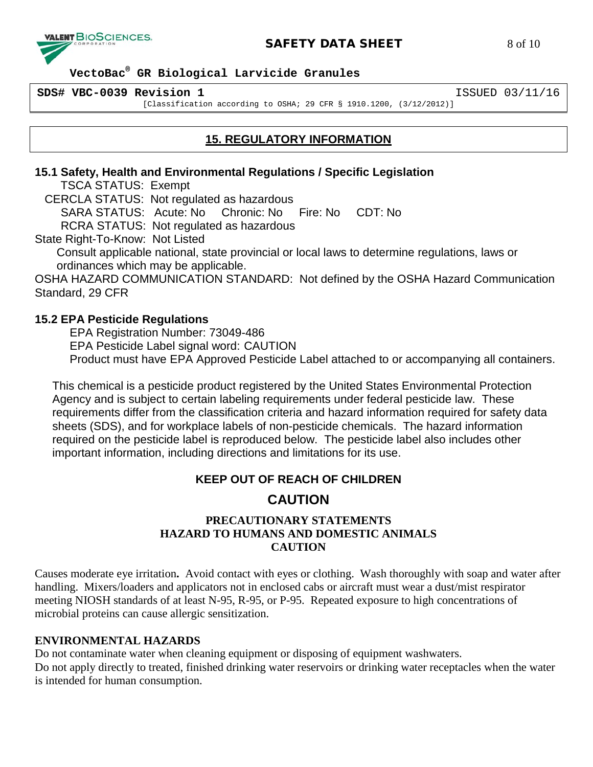## 15. REGULATORY INFORMATION

### 15.1 Safety, Health and Environmental Regulations / Specific Legislation

TSCA STATUS: Exempt

CERCLA STATUS: Not regulated as hazardous

SARA STATUS: Acute: No Chronic: No Fire: No CDT: No

RCRA STATUS: Not regulated as hazardous

State Right-To-Know: Not Listed

Consult applicable national, state provincial or local laws to determine regulations, laws or ordinances which may be applicable.

OSHA HAZARD COMMUNICATION STANDARD: Not defined by the OSHA Hazard Communication Standard, 29 CFR

### 15.2 EPA Pesticide Regulations

EPA Registration Number: 73049-486

EPA Pesticide Label signal word: CAUTION

Product must have EPA Approved Pesticide Label attached to or accompanying all containers.

This chemical is a pesticide product registered by the United States Environmental Protection Agency and is subject to certain labeling requirements under federal pesticide law. These requirements differ from the classification criteria and hazard information required for safety data sheets (SDS), and for workplace labels of non-pesticide chemicals. The hazard information required on the pesticide label is reproduced below. The pesticide label also includes other important information, including directions and limitations for its use.

**KEEP OUT OF REACH OF CHILDREN**

**CAUTION**

**PRECAUTIONARY STATEMENTS**
**HAZARD TO HUMANS AND DOMESTIC ANIMALS**
**CAUTION**

Causes moderate eye irritation**.** Avoid contact with eyes or clothing. Wash thoroughly with soap and water after handling. Mixers/loaders and applicators not in enclosed cabs or aircraft must wear a dust/mist respirator meeting NIOSH standards of at least N-95, R-95, or P-95. Repeated exposure to high concentrations of microbial proteins can cause allergic sensitization.

**ENVIRONMENTAL HAZARDS**

Do not contaminate water when cleaning equipment or disposing of equipment washwaters.
Do not apply directly to treated, finished drinking water reservoirs or drinking water receptacles when the water is intended for human consumption.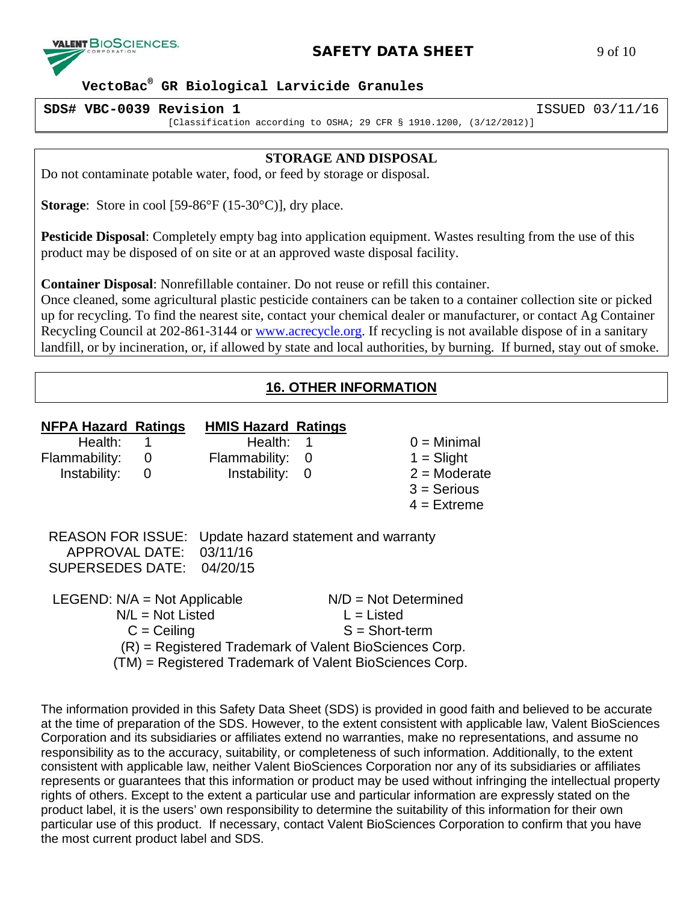### STORAGE AND DISPOSAL

Do not contaminate potable water, food, or feed by storage or disposal.

**Storage**: Store in cool [59-86°F (15-30°C)], dry place.

**Pesticide Disposal**: Completely empty bag into application equipment. Wastes resulting from the use of this product may be disposed of on site or at an approved waste disposal facility.

**Container Disposal**: Nonrefillable container. Do not reuse or refill this container.
Once cleaned, some agricultural plastic pesticide containers can be taken to a container collection site or picked up for recycling. To find the nearest site, contact your chemical dealer or manufacturer, or contact Ag Container Recycling Council at 202-861-3144 or www.acrecycle.org. If recycling is not available dispose of in a sanitary landfill, or by incineration, or, if allowed by state and local authorities, by burning. If burned, stay out of smoke.

## 16. OTHER INFORMATION

| NFPA Hazard Ratings | | HMIS Hazard Ratings | | |
|---|---|---|---|---|
| Health: | 1 | Health: | 1 | 0 = Minimal |
| Flammability: | 0 | Flammability: | 0 | 1 = Slight |
| Instability: | 0 | Instability: | 0 | 2 = Moderate |
| | | | | 3 = Serious |
| | | | | 4 = Extreme |

REASON FOR ISSUE: Update hazard statement and warranty
APPROVAL DATE: 03/11/16
SUPERSEDES DATE: 04/20/15

LEGEND: N/A = Not Applicable N/D = Not Determined
N/L = Not Listed L = Listed
C = Ceiling S = Short-term
(R) = Registered Trademark of Valent BioSciences Corp.
(TM) = Registered Trademark of Valent BioSciences Corp.

The information provided in this Safety Data Sheet (SDS) is provided in good faith and believed to be accurate at the time of preparation of the SDS. However, to the extent consistent with applicable law, Valent BioSciences Corporation and its subsidiaries or affiliates extend no warranties, make no representations, and assume no responsibility as to the accuracy, suitability, or completeness of such information. Additionally, to the extent consistent with applicable law, neither Valent BioSciences Corporation nor any of its subsidiaries or affiliates represents or guarantees that this information or product may be used without infringing the intellectual property rights of others. Except to the extent a particular use and particular information are expressly stated on the product label, it is the users' own responsibility to determine the suitability of this information for their own particular use of this product. If necessary, contact Valent BioSciences Corporation to confirm that you have the most current product label and SDS.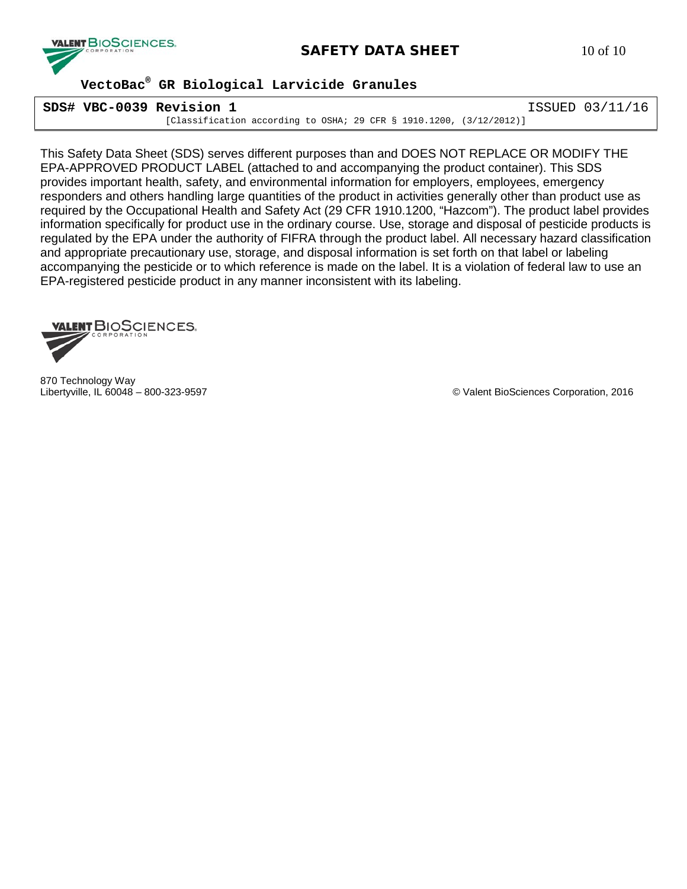This Safety Data Sheet (SDS) serves different purposes than and DOES NOT REPLACE OR MODIFY THE EPA-APPROVED PRODUCT LABEL (attached to and accompanying the product container). This SDS provides important health, safety, and environmental information for employers, employees, emergency responders and others handling large quantities of the product in activities generally other than product use as required by the Occupational Health and Safety Act (29 CFR 1910.1200, "Hazcom"). The product label provides information specifically for product use in the ordinary course. Use, storage and disposal of pesticide products is regulated by the EPA under the authority of FIFRA through the product label. All necessary hazard classification and appropriate precautionary use, storage, and disposal information is set forth on that label or labeling accompanying the pesticide or to which reference is made on the label. It is a violation of federal law to use an EPA-registered pesticide product in any manner inconsistent with its labeling.

VALENT BIOSCIENCES CORPORATION

870 Technology Way
Libertyville, IL 60048 – 800-323-9597

© Valent BioSciences Corporation, 2016